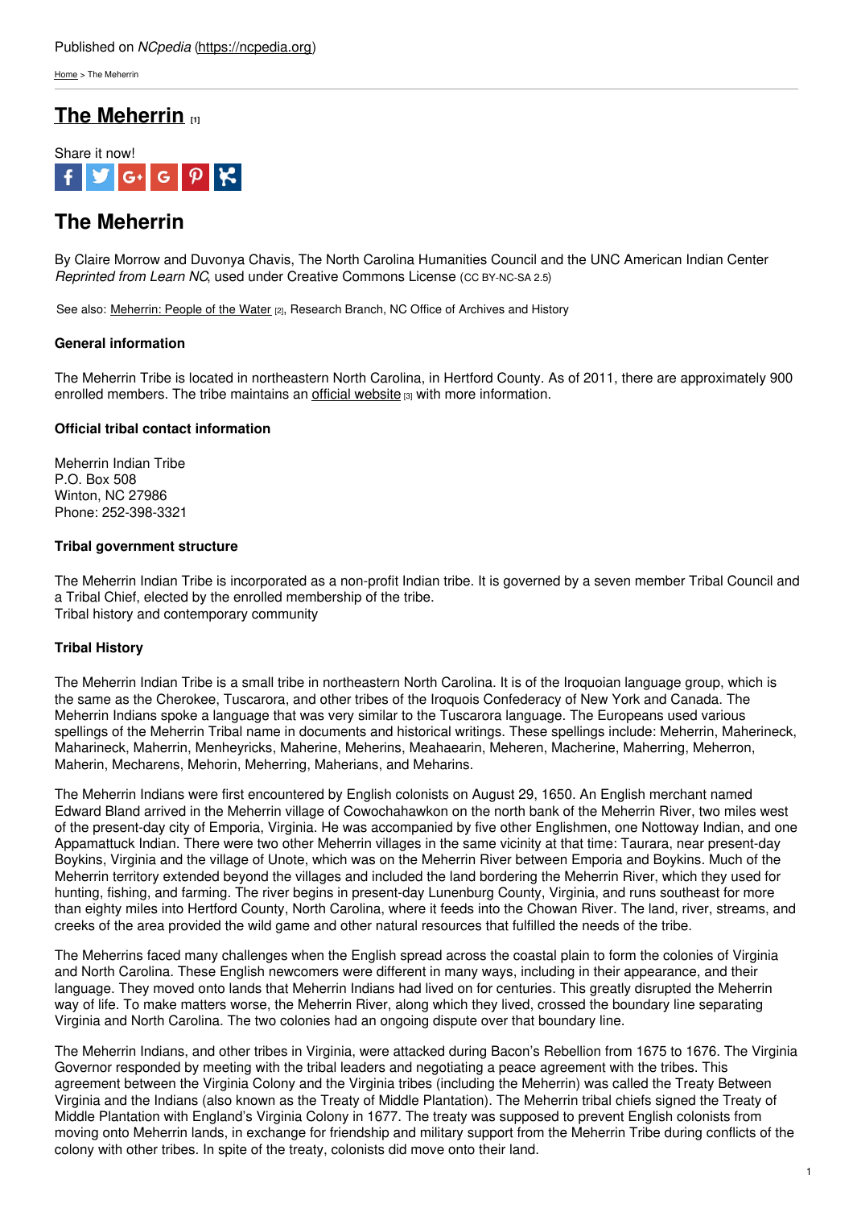Published on *NCpedia* (https://ncpedia.org)

Home > The Meherrin

# The Meherrin [1]

Share it now!

# The Meherrin

By Claire Morrow and Duvonya Chavis, The North Carolina Humanities Council and the UNC American Indian Center
*Reprinted from Learn NC*, used under Creative Commons License (CC BY-NC-SA 2.5)

See also: Meherrin: People of the Water [2], Research Branch, NC Office of Archives and History

### General information

The Meherrin Tribe is located in northeastern North Carolina, in Hertford County. As of 2011, there are approximately 900 enrolled members. The tribe maintains an official website [3] with more information.

### Official tribal contact information

Meherrin Indian Tribe
P.O. Box 508
Winton, NC 27986
Phone: 252-398-3321

### Tribal government structure

The Meherrin Indian Tribe is incorporated as a non-profit Indian tribe. It is governed by a seven member Tribal Council and a Tribal Chief, elected by the enrolled membership of the tribe.
Tribal history and contemporary community

### Tribal History

The Meherrin Indian Tribe is a small tribe in northeastern North Carolina. It is of the Iroquoian language group, which is the same as the Cherokee, Tuscarora, and other tribes of the Iroquois Confederacy of New York and Canada. The Meherrin Indians spoke a language that was very similar to the Tuscarora language. The Europeans used various spellings of the Meherrin Tribal name in documents and historical writings. These spellings include: Meherrin, Maherineck, Maharineck, Maherrin, Menheyricks, Maherine, Meherins, Meahaearin, Meheren, Macherine, Maherring, Meherron, Maherin, Mecharens, Mehorin, Mehering, Maherians, and Meharins.

The Meherrin Indians were first encountered by English colonists on August 29, 1650. An English merchant named Edward Bland arrived in the Meherrin village of Cowochahawkon on the north bank of the Meherrin River, two miles west of the present-day city of Emporia, Virginia. He was accompanied by five other Englishmen, one Nottoway Indian, and one Appamattuck Indian. There were two other Meherrin villages in the same vicinity at that time: Taurara, near present-day Boykins, Virginia and the village of Unote, which was on the Meherrin River between Emporia and Boykins. Much of the Meherrin territory extended beyond the villages and included the land bordering the Meherrin River, which they used for hunting, fishing, and farming. The river begins in present-day Lunenburg County, Virginia, and runs southeast for more than eighty miles into Hertford County, North Carolina, where it feeds into the Chowan River. The land, river, streams, and creeks of the area provided the wild game and other natural resources that fulfilled the needs of the tribe.

The Meherrins faced many challenges when the English spread across the coastal plain to form the colonies of Virginia and North Carolina. These English newcomers were different in many ways, including in their appearance, and their language. They moved onto lands that Meherrin Indians had lived on for centuries. This greatly disrupted the Meherrin way of life. To make matters worse, the Meherrin River, along which they lived, crossed the boundary line separating Virginia and North Carolina. The two colonies had an ongoing dispute over that boundary line.

The Meherrin Indians, and other tribes in Virginia, were attacked during Bacon's Rebellion from 1675 to 1676. The Virginia Governor responded by meeting with the tribal leaders and negotiating a peace agreement with the tribes. This agreement between the Virginia Colony and the Virginia tribes (including the Meherrin) was called the Treaty Between Virginia and the Indians (also known as the Treaty of Middle Plantation). The Meherrin tribal chiefs signed the Treaty of Middle Plantation with England's Virginia Colony in 1677. The treaty was supposed to prevent English colonists from moving onto Meherrin lands, in exchange for friendship and military support from the Meherrin Tribe during conflicts of the colony with other tribes. In spite of the treaty, colonists did move onto their land.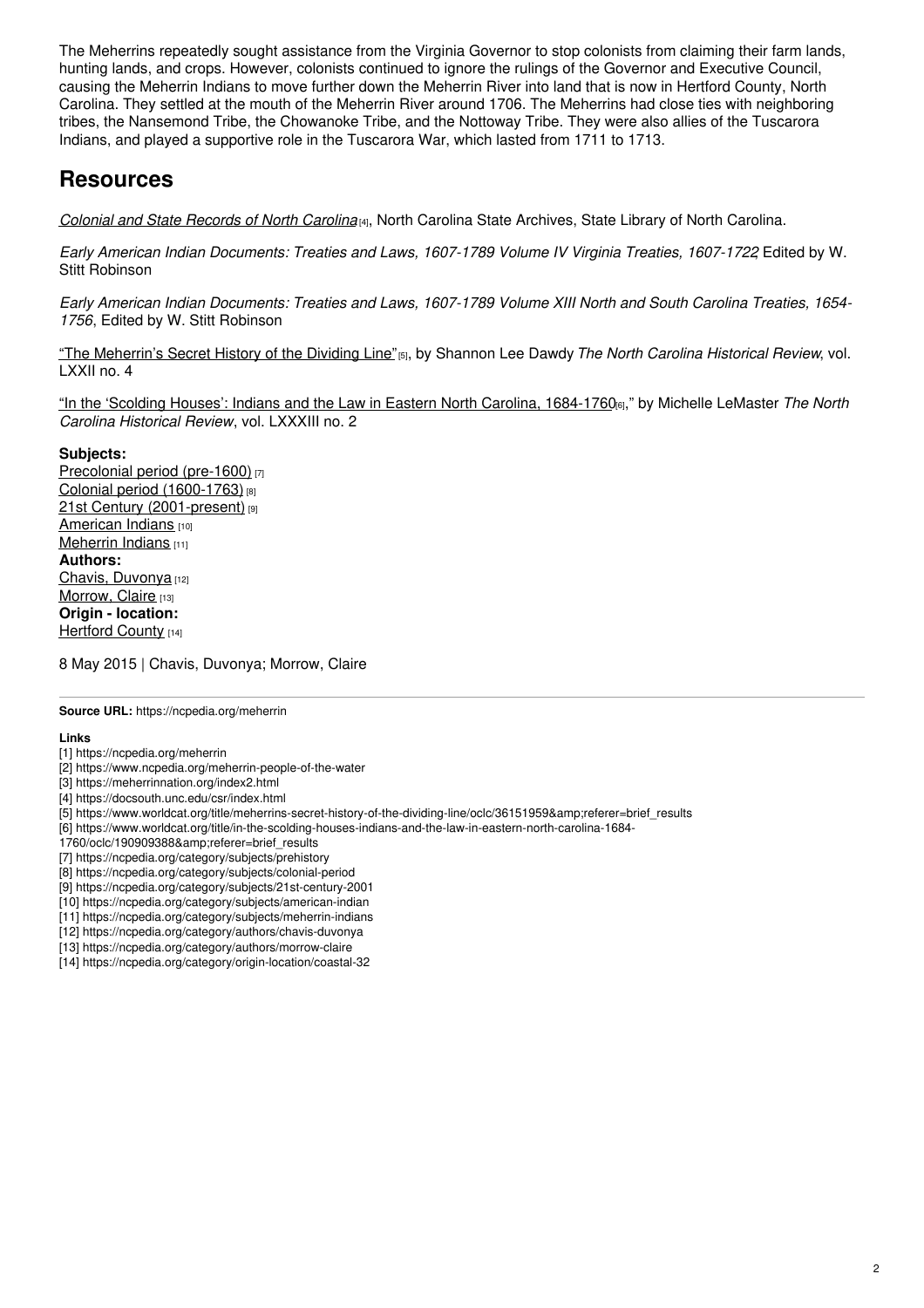The Meherrins repeatedly sought assistance from the Virginia Governor to stop colonists from claiming their farm lands, hunting lands, and crops. However, colonists continued to ignore the rulings of the Governor and Executive Council, causing the Meherrin Indians to move further down the Meherrin River into land that is now in Hertford County, North Carolina. They settled at the mouth of the Meherrin River around 1706. The Meherrins had close ties with neighboring tribes, the Nansemond Tribe, the Chowanoke Tribe, and the Nottoway Tribe. They were also allies of the Tuscarora Indians, and played a supportive role in the Tuscarora War, which lasted from 1711 to 1713.

## Resources

*Colonial and State Records of North Carolina* [4], North Carolina State Archives, State Library of North Carolina.

*Early American Indian Documents: Treaties and Laws, 1607-1789 Volume IV Virginia Treaties, 1607-1722*, Edited by W. Stitt Robinson

*Early American Indian Documents: Treaties and Laws, 1607-1789 Volume XIII North and South Carolina Treaties, 1654-1756*, Edited by W. Stitt Robinson

"The Meherrin's Secret History of the Dividing Line" [5], by Shannon Lee Dawdy *The North Carolina Historical Review*, vol. LXXII no. 4

"In the 'Scolding Houses': Indians and the Law in Eastern North Carolina, 1684-1760 [6]," by Michelle LeMaster *The North Carolina Historical Review*, vol. LXXXIII no. 2

**Subjects:**
Precolonial period (pre-1600) [7]
Colonial period (1600-1763) [8]
21st Century (2001-present) [9]
American Indians [10]
Meherrin Indians [11]
**Authors:**
Chavis, Duvonya [12]
Morrow, Claire [13]
**Origin - location:**
Hertford County [14]

8 May 2015 | Chavis, Duvonya; Morrow, Claire

**Source URL:** https://ncpedia.org/meherrin

**Links**
[1] https://ncpedia.org/meherrin
[2] https://www.ncpedia.org/meherrin-people-of-the-water
[3] https://meherrinnation.org/index2.html
[4] https://docsouth.unc.edu/csr/index.html
[5] https://www.worldcat.org/title/meherrins-secret-history-of-the-dividing-line/oclc/36151959&amp;referer=brief_results
[6] https://www.worldcat.org/title/in-the-scolding-houses-indians-and-the-law-in-eastern-north-carolina-1684-1760/oclc/190909388&amp;referer=brief_results
[7] https://ncpedia.org/category/subjects/prehistory
[8] https://ncpedia.org/category/subjects/colonial-period
[9] https://ncpedia.org/category/subjects/21st-century-2001
[10] https://ncpedia.org/category/subjects/american-indian
[11] https://ncpedia.org/category/subjects/meherrin-indians
[12] https://ncpedia.org/category/authors/chavis-duvonya
[13] https://ncpedia.org/category/authors/morrow-claire
[14] https://ncpedia.org/category/origin-location/coastal-32